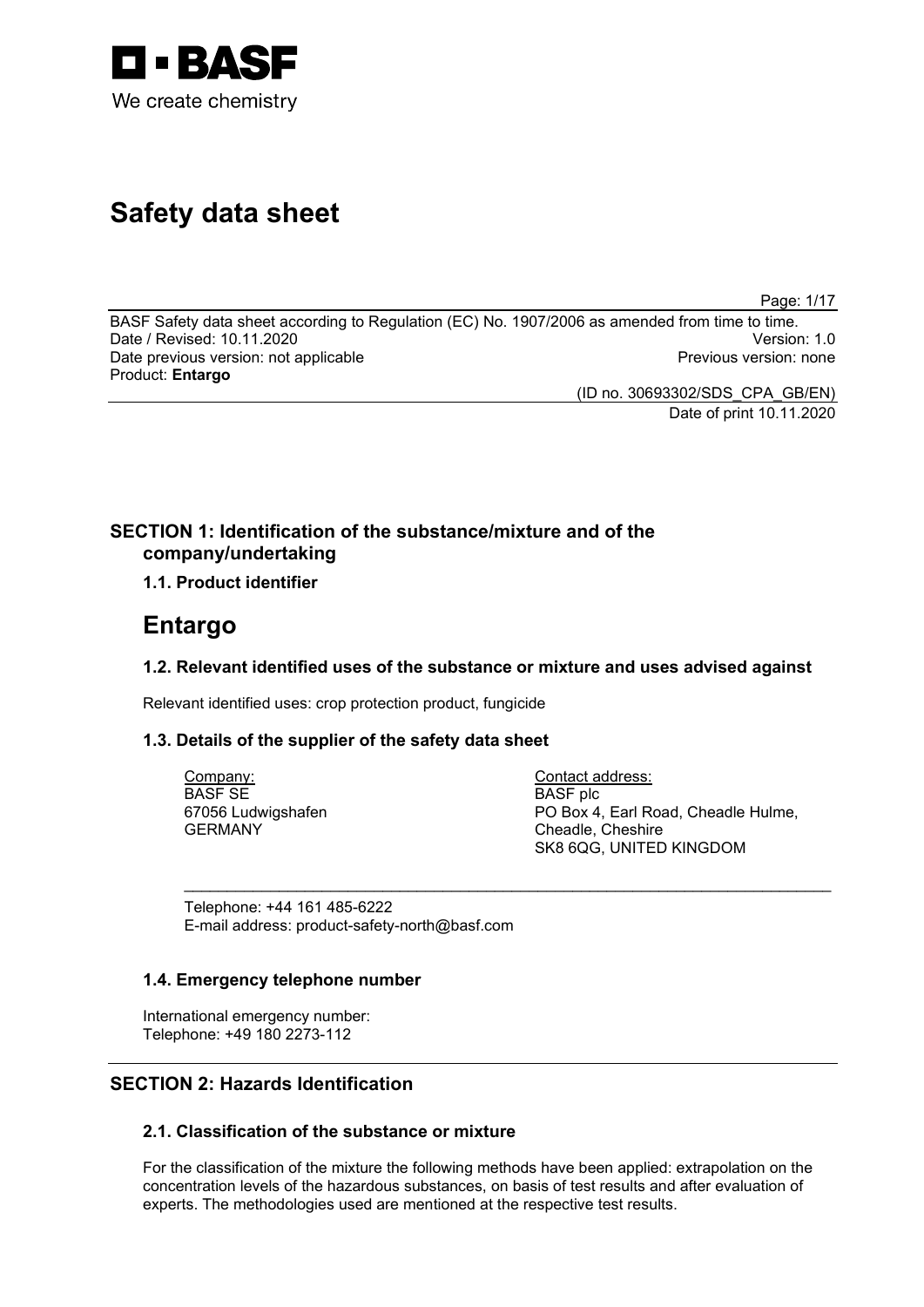BASF

We create chemistry

# Safety data sheet

BASF Safety data sheet according to Regulation (EC) No. 1907/2006 as amended from time to time.
Date / Revised: 10.11.2020 Version: 1.0
Date previous version: not applicable Previous version: none
Product: **Entargo**

(ID no. 30693302/SDS_CPA_GB/EN)
Date of print 10.11.2020

## SECTION 1: Identification of the substance/mixture and of the company/undertaking

### 1.1. Product identifier

# Entargo

### 1.2. Relevant identified uses of the substance or mixture and uses advised against

Relevant identified uses: crop protection product, fungicide

### 1.3. Details of the supplier of the safety data sheet

Company:
BASF SE
67056 Ludwigshafen
GERMANY

Contact address:
BASF plc
PO Box 4, Earl Road, Cheadle Hulme,
Cheadle, Cheshire
SK8 6QG, UNITED KINGDOM

Telephone: +44 161 485-6222
E-mail address: product-safety-north@basf.com

### 1.4. Emergency telephone number

International emergency number:
Telephone: +49 180 2273-112

## SECTION 2: Hazards Identification

### 2.1. Classification of the substance or mixture

For the classification of the mixture the following methods have been applied: extrapolation on the concentration levels of the hazardous substances, on basis of test results and after evaluation of experts. The methodologies used are mentioned at the respective test results.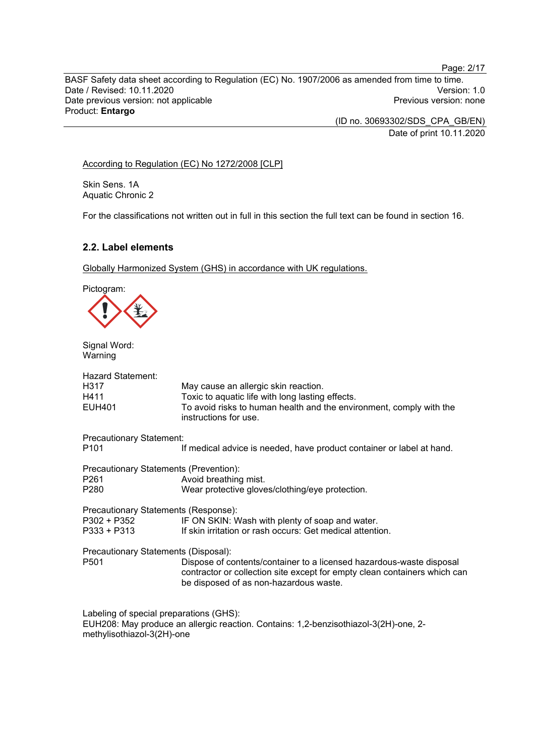According to Regulation (EC) No 1272/2008 [CLP]

Skin Sens. 1A
Aquatic Chronic 2

For the classifications not written out in full in this section the full text can be found in section 16.

### 2.2. Label elements

Globally Harmonized System (GHS) in accordance with UK regulations.

Pictogram:

Signal Word:
Warning

Hazard Statement:

| | |
|---|---|
| H317 | May cause an allergic skin reaction. |
| H411 | Toxic to aquatic life with long lasting effects. |
| EUH401 | To avoid risks to human health and the environment, comply with the instructions for use. |

Precautionary Statement:

| | |
|---|---|
| P101 | If medical advice is needed, have product container or label at hand. |

Precautionary Statements (Prevention):

| | |
|---|---|
| P261 | Avoid breathing mist. |
| P280 | Wear protective gloves/clothing/eye protection. |

Precautionary Statements (Response):

| | |
|---|---|
| P302 + P352 | IF ON SKIN: Wash with plenty of soap and water. |
| P333 + P313 | If skin irritation or rash occurs: Get medical attention. |

Precautionary Statements (Disposal):

| | |
|---|---|
| P501 | Dispose of contents/container to a licensed hazardous-waste disposal contractor or collection site except for empty clean containers which can be disposed of as non-hazardous waste. |

Labeling of special preparations (GHS):
EUH208: May produce an allergic reaction. Contains: 1,2-benzisothiazol-3(2H)-one, 2-methylisothiazol-3(2H)-one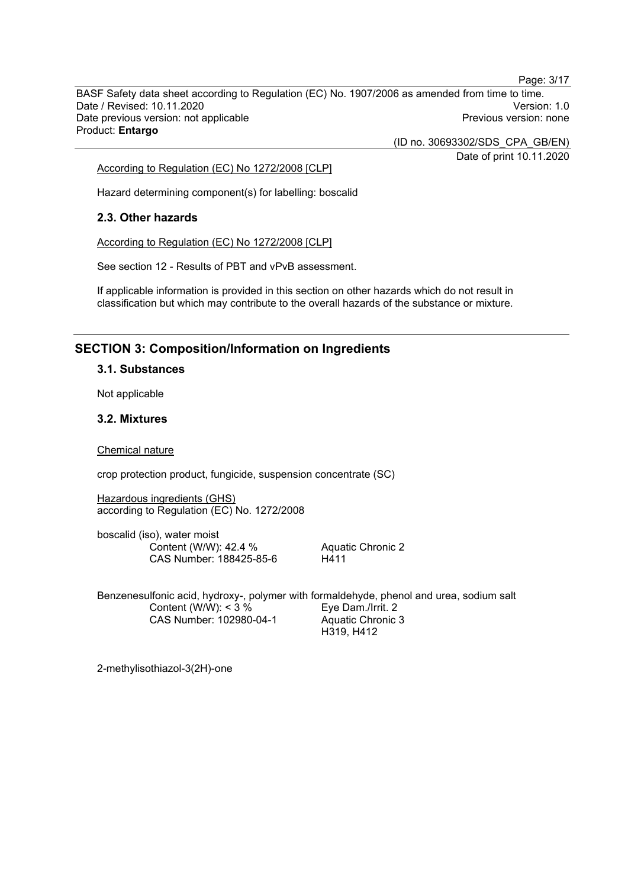According to Regulation (EC) No 1272/2008 [CLP]

Hazard determining component(s) for labelling: boscalid

### 2.3. Other hazards

According to Regulation (EC) No 1272/2008 [CLP]

See section 12 - Results of PBT and vPvB assessment.

If applicable information is provided in this section on other hazards which do not result in classification but which may contribute to the overall hazards of the substance or mixture.

## SECTION 3: Composition/Information on Ingredients

### 3.1. Substances

Not applicable

### 3.2. Mixtures

Chemical nature

crop protection product, fungicide, suspension concentrate (SC)

Hazardous ingredients (GHS)
according to Regulation (EC) No. 1272/2008

boscalid (iso), water moist

| | |
|---|---|
| Content (W/W): 42.4 % | Aquatic Chronic 2 |
| CAS Number: 188425-85-6 | H411 |

Benzenesulfonic acid, hydroxy-, polymer with formaldehyde, phenol and urea, sodium salt

| | |
|---|---|
| Content (W/W): < 3 % | Eye Dam./Irrit. 2 |
| CAS Number: 102980-04-1 | Aquatic Chronic 3 |
| | H319, H412 |

2-methylisothiazol-3(2H)-one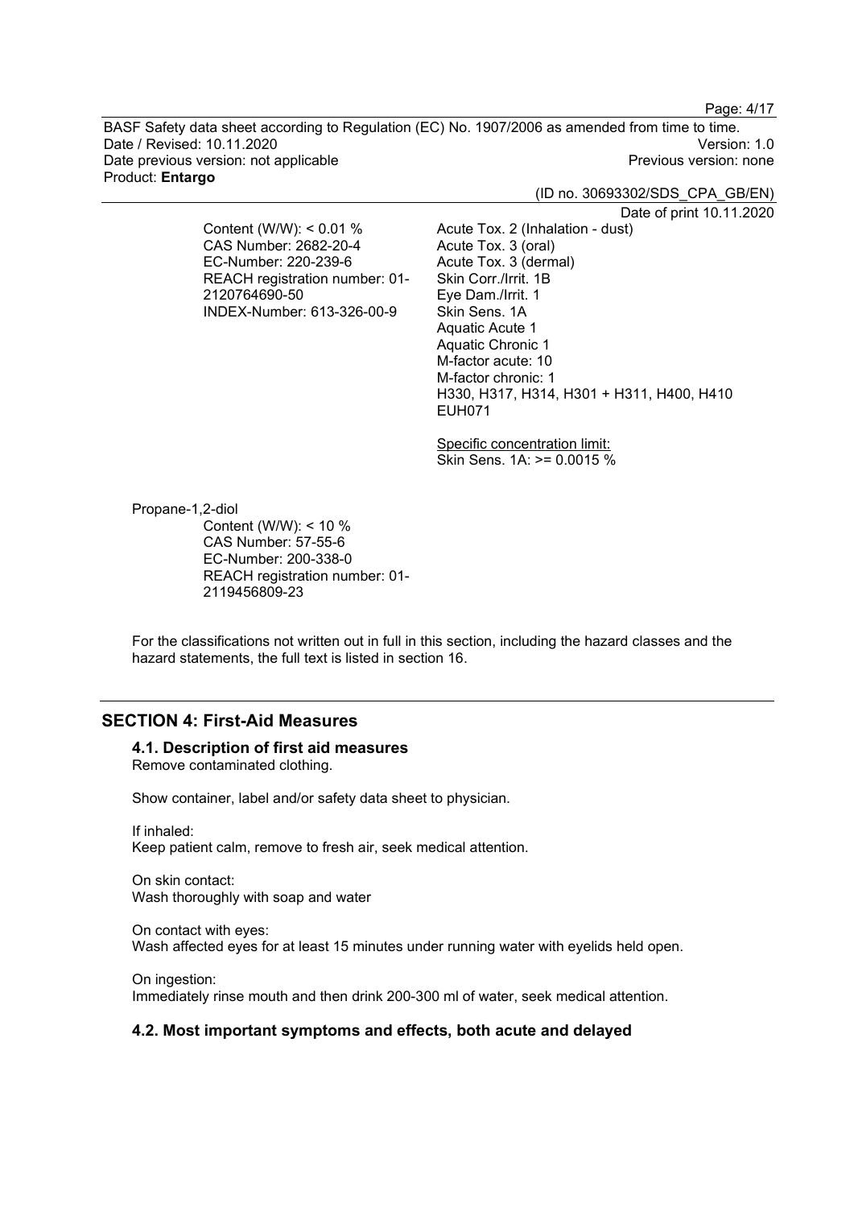Content (W/W): < 0.01 %
CAS Number: 2682-20-4
EC-Number: 220-239-6
REACH registration number: 01-2120764690-50
INDEX-Number: 613-326-00-9

Acute Tox. 2 (Inhalation - dust)
Acute Tox. 3 (oral)
Acute Tox. 3 (dermal)
Skin Corr./Irrit. 1B
Eye Dam./Irrit. 1
Skin Sens. 1A
Aquatic Acute 1
Aquatic Chronic 1
M-factor acute: 10
M-factor chronic: 1
H330, H317, H314, H301 + H311, H400, H410
EUH071

Specific concentration limit:
Skin Sens. 1A: >= 0.0015 %

Propane-1,2-diol
Content (W/W): < 10 %
CAS Number: 57-55-6
EC-Number: 200-338-0
REACH registration number: 01-2119456809-23

For the classifications not written out in full in this section, including the hazard classes and the hazard statements, the full text is listed in section 16.

## SECTION 4: First-Aid Measures

### 4.1. Description of first aid measures

Remove contaminated clothing.

Show container, label and/or safety data sheet to physician.

If inhaled:
Keep patient calm, remove to fresh air, seek medical attention.

On skin contact:
Wash thoroughly with soap and water

On contact with eyes:
Wash affected eyes for at least 15 minutes under running water with eyelids held open.

On ingestion:
Immediately rinse mouth and then drink 200-300 ml of water, seek medical attention.

### 4.2. Most important symptoms and effects, both acute and delayed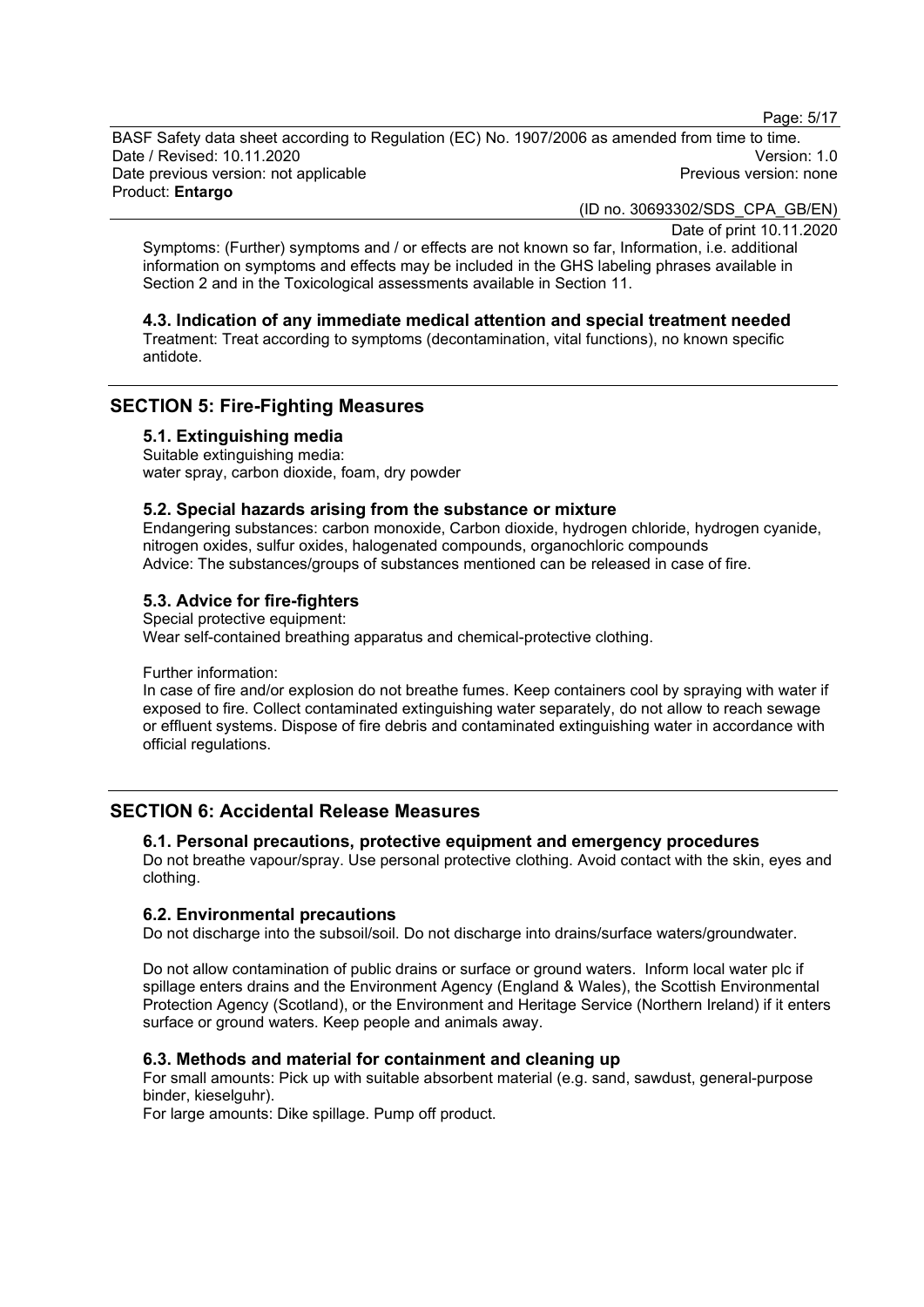Symptoms: (Further) symptoms and / or effects are not known so far, Information, i.e. additional information on symptoms and effects may be included in the GHS labeling phrases available in Section 2 and in the Toxicological assessments available in Section 11.

### 4.3. Indication of any immediate medical attention and special treatment needed

Treatment: Treat according to symptoms (decontamination, vital functions), no known specific antidote.

## SECTION 5: Fire-Fighting Measures

### 5.1. Extinguishing media

Suitable extinguishing media:
water spray, carbon dioxide, foam, dry powder

### 5.2. Special hazards arising from the substance or mixture

Endangering substances: carbon monoxide, Carbon dioxide, hydrogen chloride, hydrogen cyanide, nitrogen oxides, sulfur oxides, halogenated compounds, organochloric compounds
Advice: The substances/groups of substances mentioned can be released in case of fire.

### 5.3. Advice for fire-fighters

Special protective equipment:
Wear self-contained breathing apparatus and chemical-protective clothing.

Further information:
In case of fire and/or explosion do not breathe fumes. Keep containers cool by spraying with water if exposed to fire. Collect contaminated extinguishing water separately, do not allow to reach sewage or effluent systems. Dispose of fire debris and contaminated extinguishing water in accordance with official regulations.

## SECTION 6: Accidental Release Measures

### 6.1. Personal precautions, protective equipment and emergency procedures

Do not breathe vapour/spray. Use personal protective clothing. Avoid contact with the skin, eyes and clothing.

### 6.2. Environmental precautions

Do not discharge into the subsoil/soil. Do not discharge into drains/surface waters/groundwater.

Do not allow contamination of public drains or surface or ground waters. Inform local water plc if spillage enters drains and the Environment Agency (England & Wales), the Scottish Environmental Protection Agency (Scotland), or the Environment and Heritage Service (Northern Ireland) if it enters surface or ground waters. Keep people and animals away.

### 6.3. Methods and material for containment and cleaning up

For small amounts: Pick up with suitable absorbent material (e.g. sand, sawdust, general-purpose binder, kieselguhr).
For large amounts: Dike spillage. Pump off product.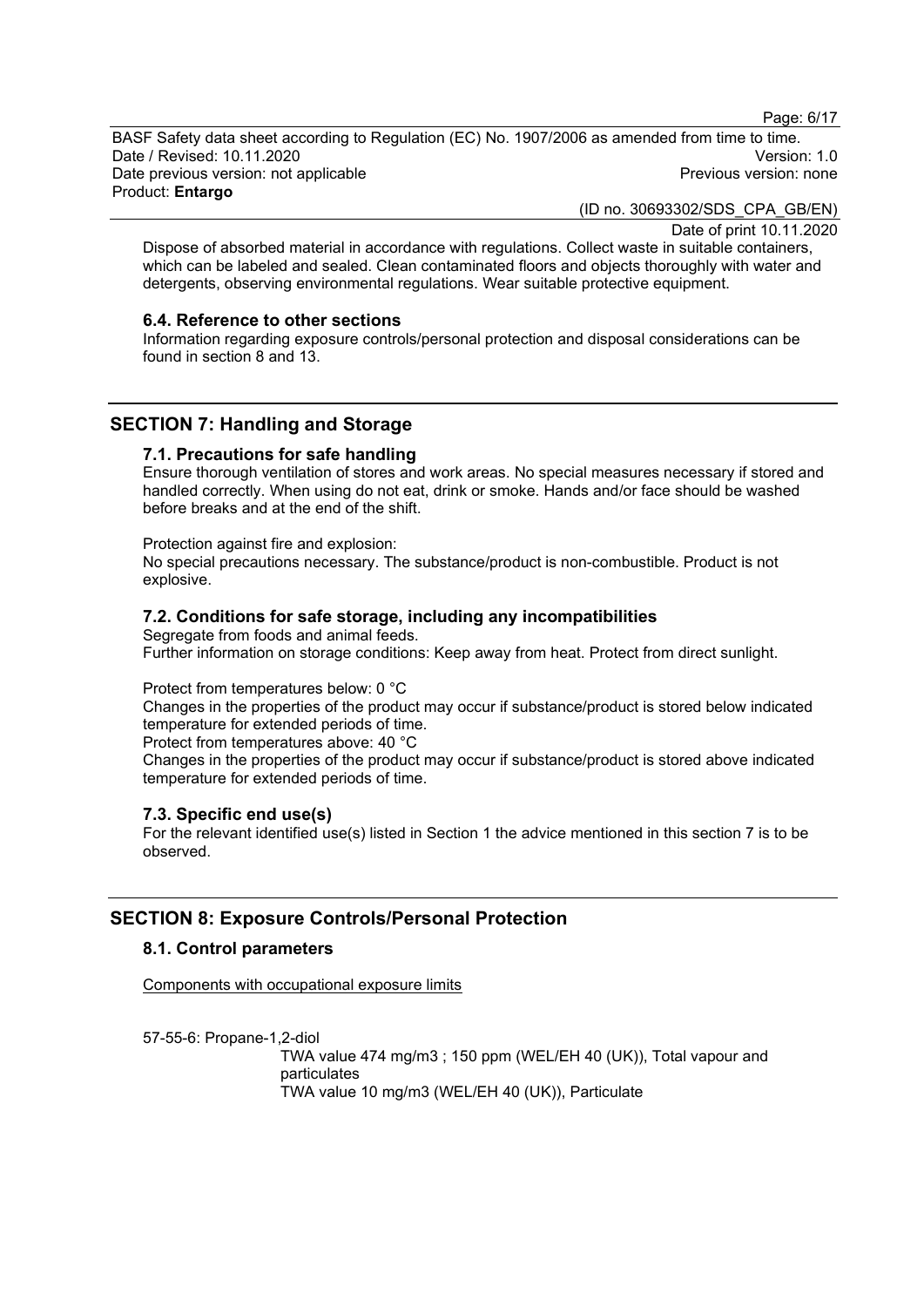Dispose of absorbed material in accordance with regulations. Collect waste in suitable containers, which can be labeled and sealed. Clean contaminated floors and objects thoroughly with water and detergents, observing environmental regulations. Wear suitable protective equipment.

### 6.4. Reference to other sections

Information regarding exposure controls/personal protection and disposal considerations can be found in section 8 and 13.

## SECTION 7: Handling and Storage

### 7.1. Precautions for safe handling

Ensure thorough ventilation of stores and work areas. No special measures necessary if stored and handled correctly. When using do not eat, drink or smoke. Hands and/or face should be washed before breaks and at the end of the shift.

Protection against fire and explosion:
No special precautions necessary. The substance/product is non-combustible. Product is not explosive.

### 7.2. Conditions for safe storage, including any incompatibilities

Segregate from foods and animal feeds.
Further information on storage conditions: Keep away from heat. Protect from direct sunlight.

Protect from temperatures below: 0 °C
Changes in the properties of the product may occur if substance/product is stored below indicated temperature for extended periods of time.
Protect from temperatures above: 40 °C
Changes in the properties of the product may occur if substance/product is stored above indicated temperature for extended periods of time.

### 7.3. Specific end use(s)

For the relevant identified use(s) listed in Section 1 the advice mentioned in this section 7 is to be observed.

## SECTION 8: Exposure Controls/Personal Protection

### 8.1. Control parameters

Components with occupational exposure limits

57-55-6: Propane-1,2-diol

TWA value 474 mg/m3 ; 150 ppm (WEL/EH 40 (UK)), Total vapour and particulates
TWA value 10 mg/m3 (WEL/EH 40 (UK)), Particulate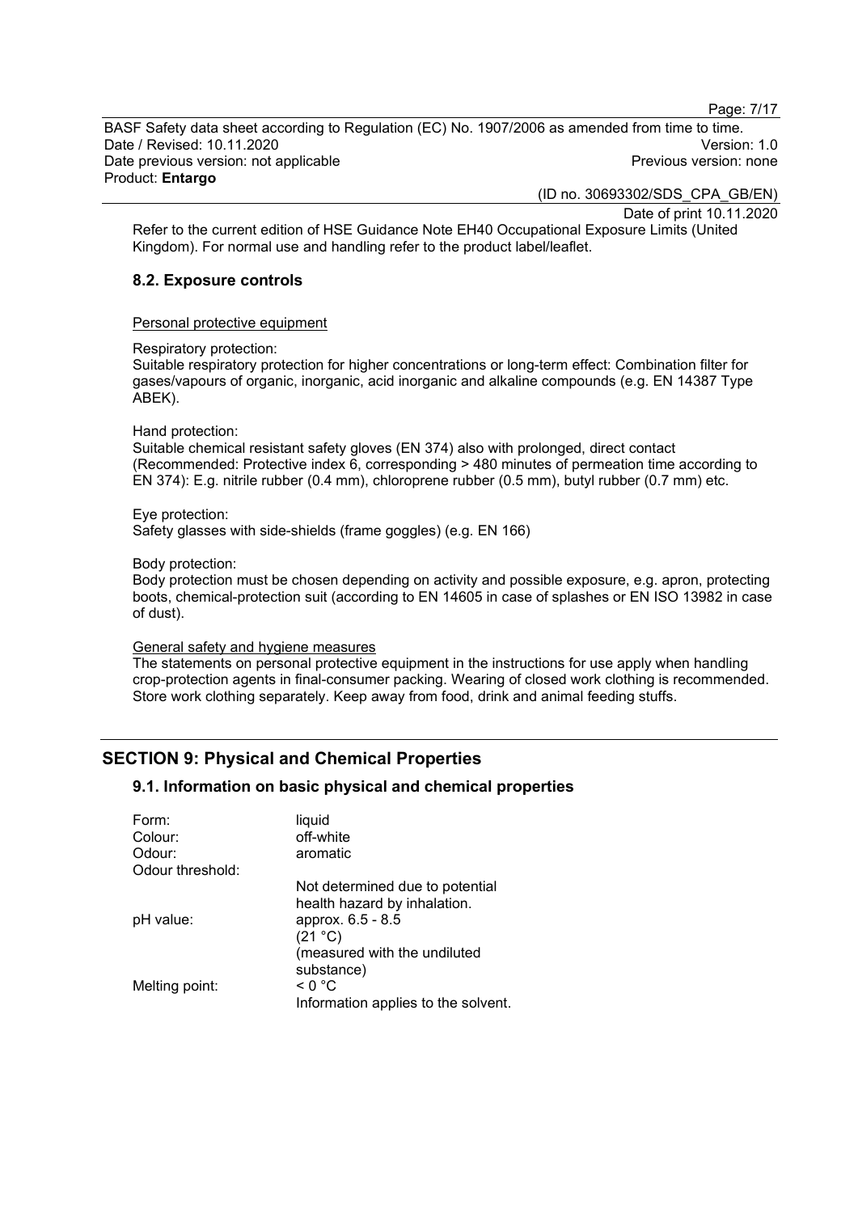Refer to the current edition of HSE Guidance Note EH40 Occupational Exposure Limits (United Kingdom). For normal use and handling refer to the product label/leaflet.

### 8.2. Exposure controls

Personal protective equipment

Respiratory protection:
Suitable respiratory protection for higher concentrations or long-term effect: Combination filter for gases/vapours of organic, inorganic, acid inorganic and alkaline compounds (e.g. EN 14387 Type ABEK).

Hand protection:
Suitable chemical resistant safety gloves (EN 374) also with prolonged, direct contact (Recommended: Protective index 6, corresponding > 480 minutes of permeation time according to EN 374): E.g. nitrile rubber (0.4 mm), chloroprene rubber (0.5 mm), butyl rubber (0.7 mm) etc.

Eye protection:
Safety glasses with side-shields (frame goggles) (e.g. EN 166)

Body protection:
Body protection must be chosen depending on activity and possible exposure, e.g. apron, protecting boots, chemical-protection suit (according to EN 14605 in case of splashes or EN ISO 13982 in case of dust).

General safety and hygiene measures
The statements on personal protective equipment in the instructions for use apply when handling crop-protection agents in final-consumer packing. Wearing of closed work clothing is recommended. Store work clothing separately. Keep away from food, drink and animal feeding stuffs.

## SECTION 9: Physical and Chemical Properties

### 9.1. Information on basic physical and chemical properties

| | |
|---|---|
| Form: | liquid |
| Colour: | off-white |
| Odour: | aromatic |
| Odour threshold: | Not determined due to potential health hazard by inhalation. |
| pH value: | approx. 6.5 - 8.5 (21 °C) (measured with the undiluted substance) |
| Melting point: | < 0 °C Information applies to the solvent. |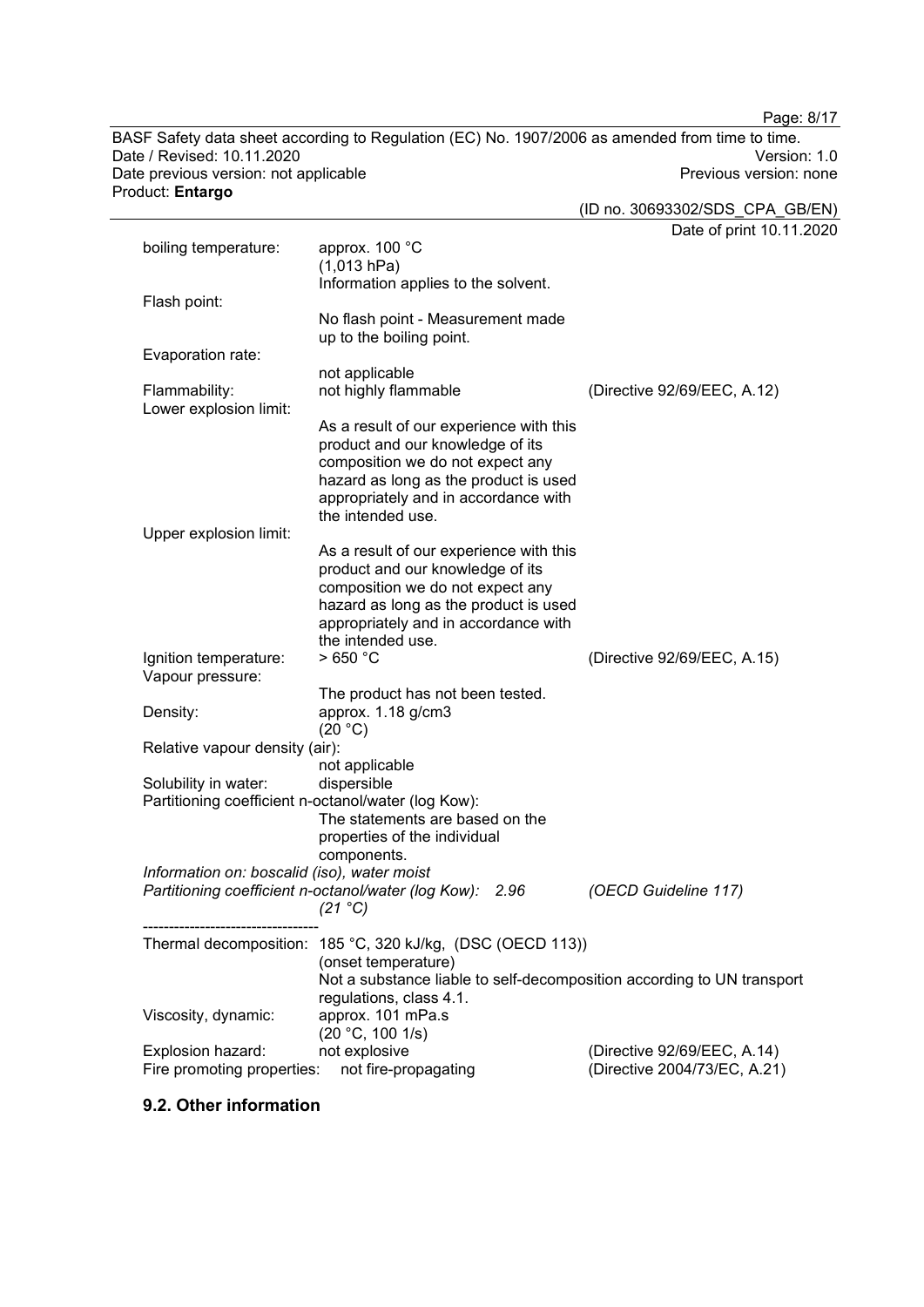boiling temperature: approx. 100 °C (1,013 hPa)
Information applies to the solvent.

Flash point:
No flash point - Measurement made up to the boiling point.

Evaporation rate:
not applicable

Flammability: not highly flammable (Directive 92/69/EEC, A.12)

Lower explosion limit:
As a result of our experience with this product and our knowledge of its composition we do not expect any hazard as long as the product is used appropriately and in accordance with the intended use.

Upper explosion limit:
As a result of our experience with this product and our knowledge of its composition we do not expect any hazard as long as the product is used appropriately and in accordance with the intended use.

Ignition temperature: > 650 °C (Directive 92/69/EEC, A.15)

Vapour pressure:
The product has not been tested.

Density: approx. 1.18 g/cm3 (20 °C)

Relative vapour density (air):
not applicable

Solubility in water: dispersible

Partitioning coefficient n-octanol/water (log Kow):
The statements are based on the properties of the individual components.

*Information on: boscalid (iso), water moist*
*Partitioning coefficient n-octanol/water (log Kow): 2.96 (21 °C) (OECD Guideline 117)*

----------------------------------

Thermal decomposition: 185 °C, 320 kJ/kg, (DSC (OECD 113)) (onset temperature)
Not a substance liable to self-decomposition according to UN transport regulations, class 4.1.

Viscosity, dynamic: approx. 101 mPa.s (20 °C, 100 1/s)

Explosion hazard: not explosive (Directive 92/69/EEC, A.14)

Fire promoting properties: not fire-propagating (Directive 2004/73/EC, A.21)

## 9.2. Other information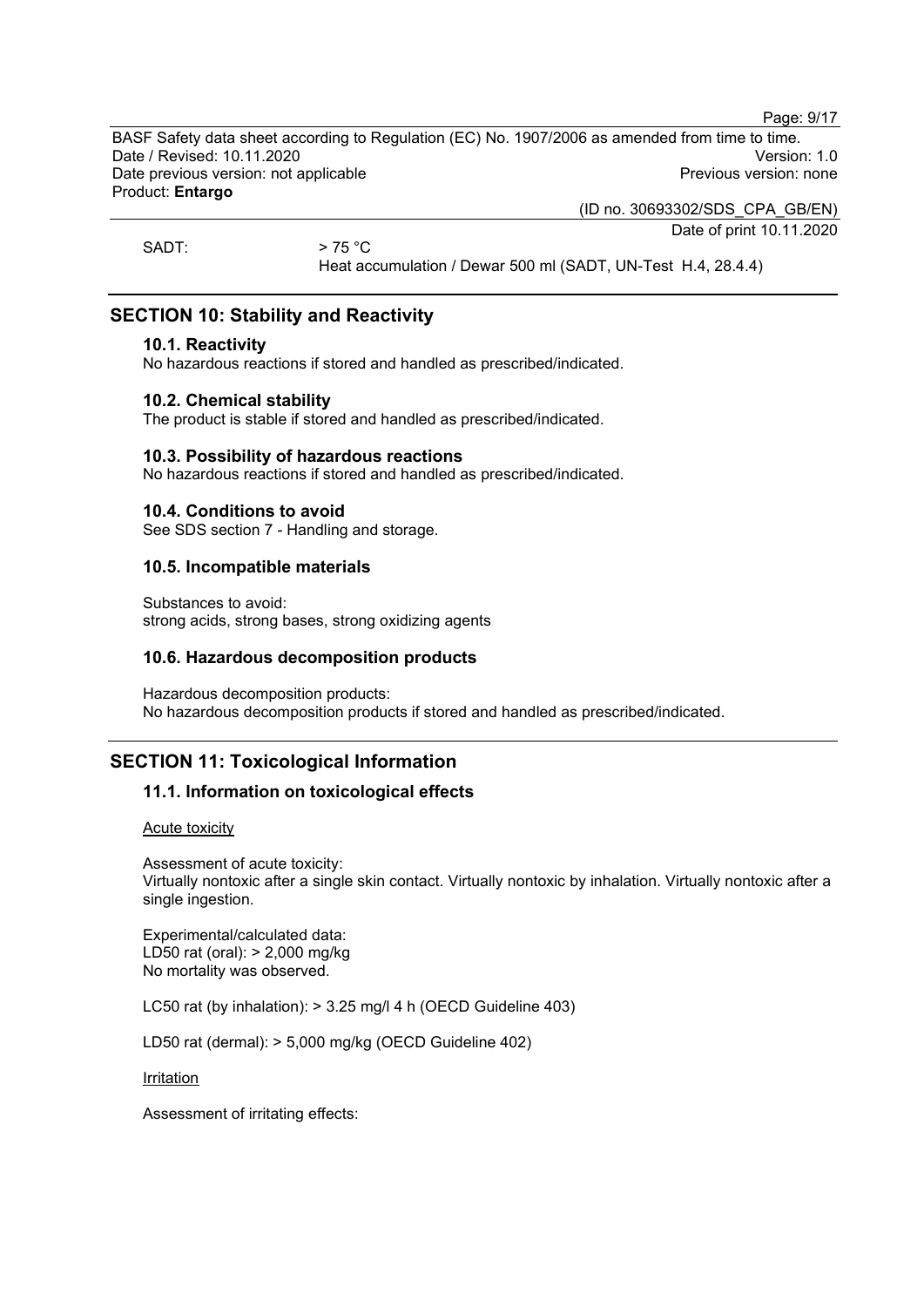SADT: > 75 °C
Heat accumulation / Dewar 500 ml (SADT, UN-Test H.4, 28.4.4)

## SECTION 10: Stability and Reactivity

### 10.1. Reactivity

No hazardous reactions if stored and handled as prescribed/indicated.

### 10.2. Chemical stability

The product is stable if stored and handled as prescribed/indicated.

### 10.3. Possibility of hazardous reactions

No hazardous reactions if stored and handled as prescribed/indicated.

### 10.4. Conditions to avoid

See SDS section 7 - Handling and storage.

### 10.5. Incompatible materials

Substances to avoid:
strong acids, strong bases, strong oxidizing agents

### 10.6. Hazardous decomposition products

Hazardous decomposition products:
No hazardous decomposition products if stored and handled as prescribed/indicated.

## SECTION 11: Toxicological Information

### 11.1. Information on toxicological effects

Acute toxicity

Assessment of acute toxicity:
Virtually nontoxic after a single skin contact. Virtually nontoxic by inhalation. Virtually nontoxic after a single ingestion.

Experimental/calculated data:
LD50 rat (oral): > 2,000 mg/kg
No mortality was observed.

LC50 rat (by inhalation): > 3.25 mg/l 4 h (OECD Guideline 403)

LD50 rat (dermal): > 5,000 mg/kg (OECD Guideline 402)

Irritation

Assessment of irritating effects: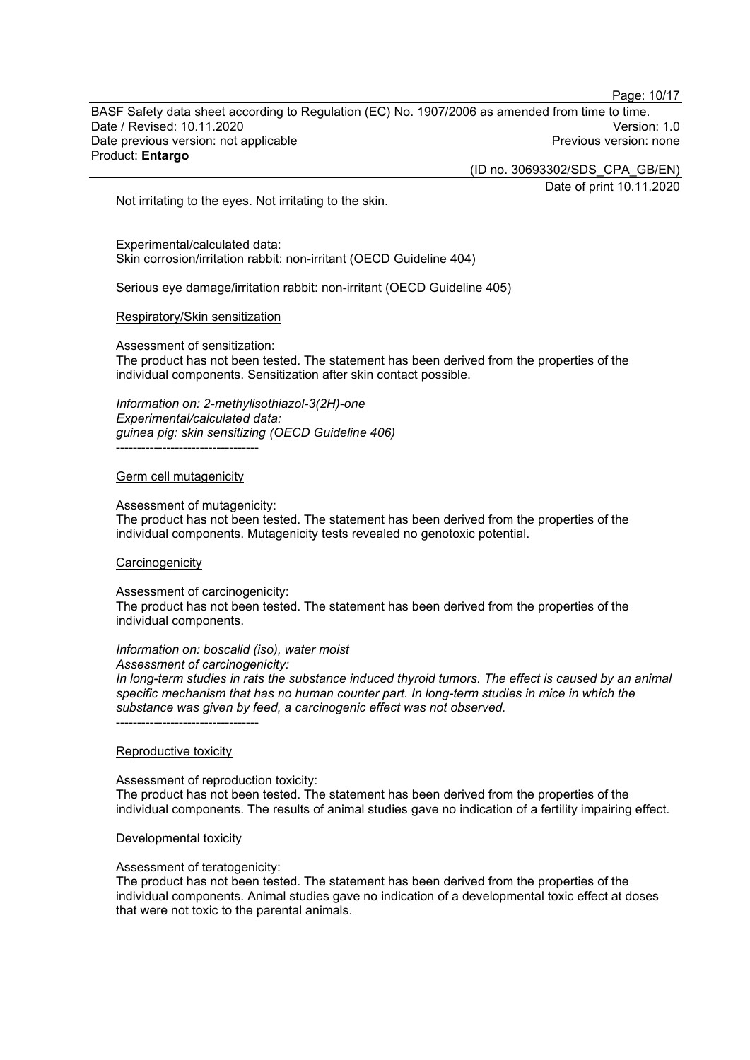Not irritating to the eyes. Not irritating to the skin.

Experimental/calculated data:
Skin corrosion/irritation rabbit: non-irritant (OECD Guideline 404)

Serious eye damage/irritation rabbit: non-irritant (OECD Guideline 405)

Respiratory/Skin sensitization

Assessment of sensitization:
The product has not been tested. The statement has been derived from the properties of the individual components. Sensitization after skin contact possible.

*Information on: 2-methylisothiazol-3(2H)-one*
*Experimental/calculated data:*
*guinea pig: skin sensitizing (OECD Guideline 406)*
----------------------------------

Germ cell mutagenicity

Assessment of mutagenicity:
The product has not been tested. The statement has been derived from the properties of the individual components. Mutagenicity tests revealed no genotoxic potential.

Carcinogenicity

Assessment of carcinogenicity:
The product has not been tested. The statement has been derived from the properties of the individual components.

*Information on: boscalid (iso), water moist*
*Assessment of carcinogenicity:*
*In long-term studies in rats the substance induced thyroid tumors. The effect is caused by an animal specific mechanism that has no human counter part. In long-term studies in mice in which the substance was given by feed, a carcinogenic effect was not observed.*
----------------------------------

Reproductive toxicity

Assessment of reproduction toxicity:
The product has not been tested. The statement has been derived from the properties of the individual components. The results of animal studies gave no indication of a fertility impairing effect.

Developmental toxicity

Assessment of teratogenicity:
The product has not been tested. The statement has been derived from the properties of the individual components. Animal studies gave no indication of a developmental toxic effect at doses that were not toxic to the parental animals.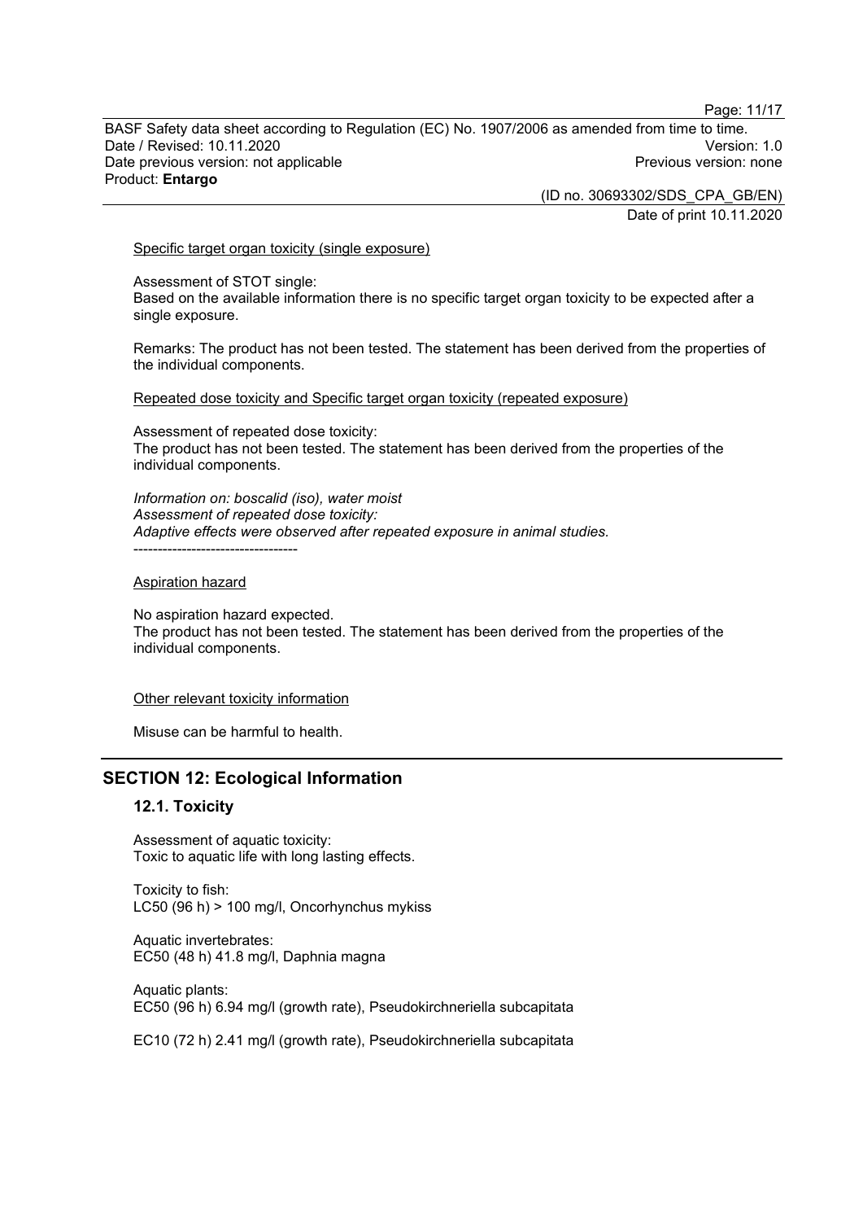Specific target organ toxicity (single exposure)

Assessment of STOT single:
Based on the available information there is no specific target organ toxicity to be expected after a single exposure.

Remarks: The product has not been tested. The statement has been derived from the properties of the individual components.

Repeated dose toxicity and Specific target organ toxicity (repeated exposure)

Assessment of repeated dose toxicity:
The product has not been tested. The statement has been derived from the properties of the individual components.

*Information on: boscalid (iso), water moist*
*Assessment of repeated dose toxicity:*
*Adaptive effects were observed after repeated exposure in animal studies.*
----------------------------------

Aspiration hazard

No aspiration hazard expected.
The product has not been tested. The statement has been derived from the properties of the individual components.

Other relevant toxicity information

Misuse can be harmful to health.

## SECTION 12: Ecological Information

### 12.1. Toxicity

Assessment of aquatic toxicity:
Toxic to aquatic life with long lasting effects.

Toxicity to fish:
LC50 (96 h) > 100 mg/l, Oncorhynchus mykiss

Aquatic invertebrates:
EC50 (48 h) 41.8 mg/l, Daphnia magna

Aquatic plants:
EC50 (96 h) 6.94 mg/l (growth rate), Pseudokirchneriella subcapitata

EC10 (72 h) 2.41 mg/l (growth rate), Pseudokirchneriella subcapitata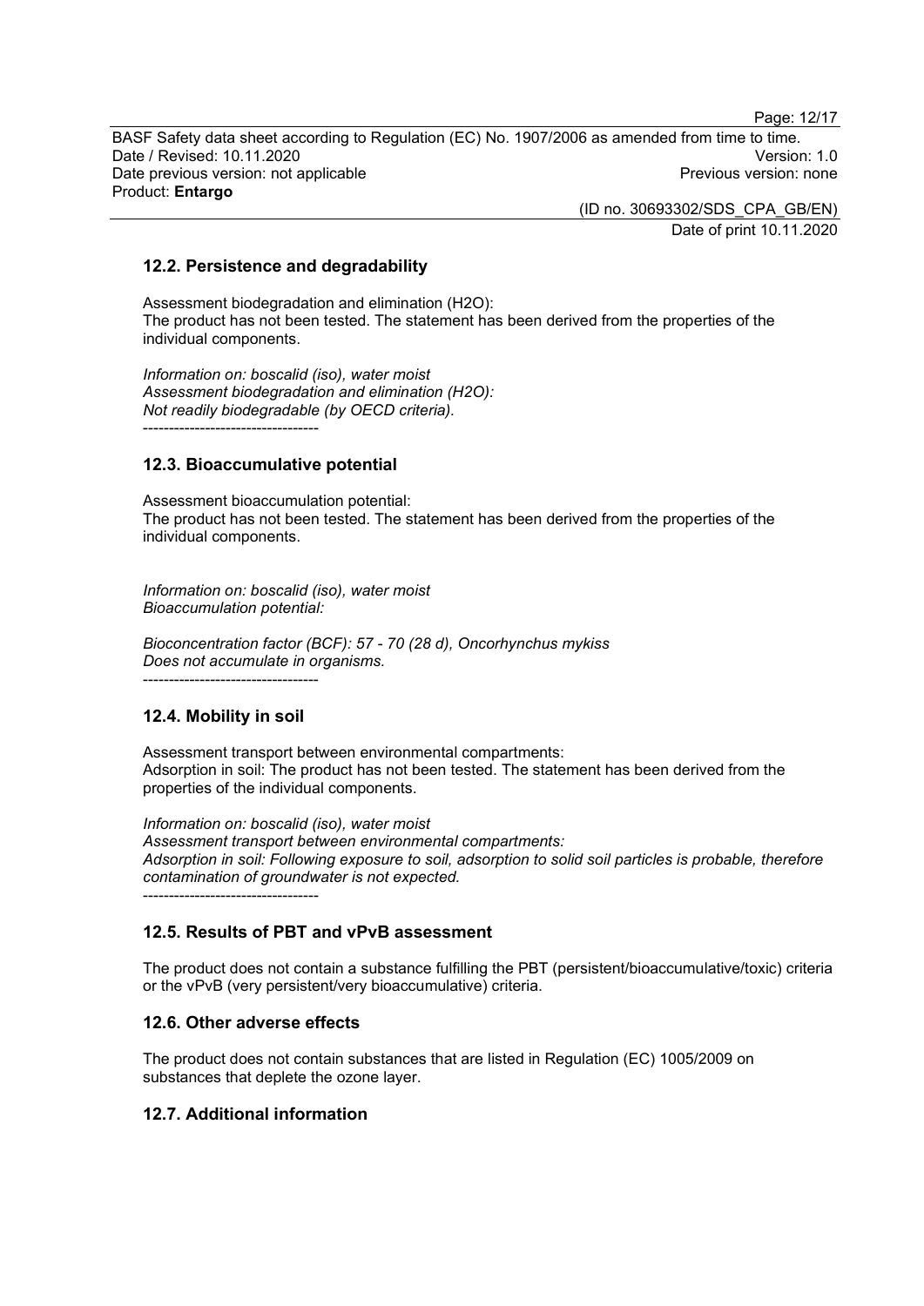## 12.2. Persistence and degradability

Assessment biodegradation and elimination ($H_2O$):
The product has not been tested. The statement has been derived from the properties of the individual components.

*Information on: boscalid (iso), water moist*
*Assessment biodegradation and elimination ($H_2O$):*
*Not readily biodegradable (by OECD criteria).*

----------------------------------

## 12.3. Bioaccumulative potential

Assessment bioaccumulation potential:
The product has not been tested. The statement has been derived from the properties of the individual components.

*Information on: boscalid (iso), water moist*
*Bioaccumulation potential:*

*Bioconcentration factor (BCF): 57 - 70 (28 d), Oncorhynchus mykiss*
*Does not accumulate in organisms.*

----------------------------------

## 12.4. Mobility in soil

Assessment transport between environmental compartments:
Adsorption in soil: The product has not been tested. The statement has been derived from the properties of the individual components.

*Information on: boscalid (iso), water moist*
*Assessment transport between environmental compartments:*
*Adsorption in soil: Following exposure to soil, adsorption to solid soil particles is probable, therefore contamination of groundwater is not expected.*

----------------------------------

## 12.5. Results of PBT and vPvB assessment

The product does not contain a substance fulfilling the PBT (persistent/bioaccumulative/toxic) criteria or the vPvB (very persistent/very bioaccumulative) criteria.

## 12.6. Other adverse effects

The product does not contain substances that are listed in Regulation (EC) 1005/2009 on substances that deplete the ozone layer.

## 12.7. Additional information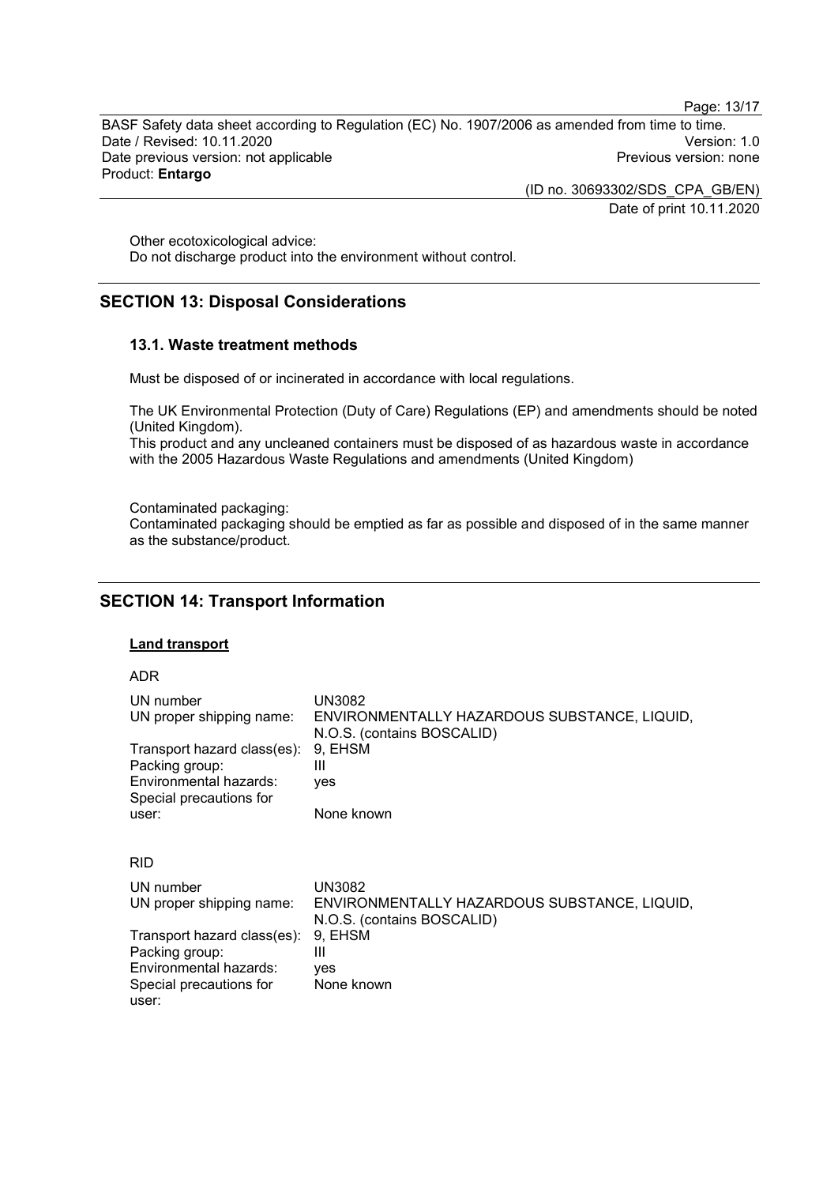Other ecotoxicological advice:
Do not discharge product into the environment without control.

## SECTION 13: Disposal Considerations

### 13.1. Waste treatment methods

Must be disposed of or incinerated in accordance with local regulations.

The UK Environmental Protection (Duty of Care) Regulations (EP) and amendments should be noted (United Kingdom).
This product and any uncleaned containers must be disposed of as hazardous waste in accordance with the 2005 Hazardous Waste Regulations and amendments (United Kingdom)

Contaminated packaging:
Contaminated packaging should be emptied as far as possible and disposed of in the same manner as the substance/product.

## SECTION 14: Transport Information

**Land transport**

ADR

| | |
|---|---|
| UN number | UN3082 |
| UN proper shipping name: | ENVIRONMENTALLY HAZARDOUS SUBSTANCE, LIQUID, N.O.S. (contains BOSCALID) |
| Transport hazard class(es): | 9, EHSM |
| Packing group: | III |
| Environmental hazards: | yes |
| Special precautions for user: | None known |

RID

| | |
|---|---|
| UN number | UN3082 |
| UN proper shipping name: | ENVIRONMENTALLY HAZARDOUS SUBSTANCE, LIQUID, N.O.S. (contains BOSCALID) |
| Transport hazard class(es): | 9, EHSM |
| Packing group: | III |
| Environmental hazards: | yes |
| Special precautions for user: | None known |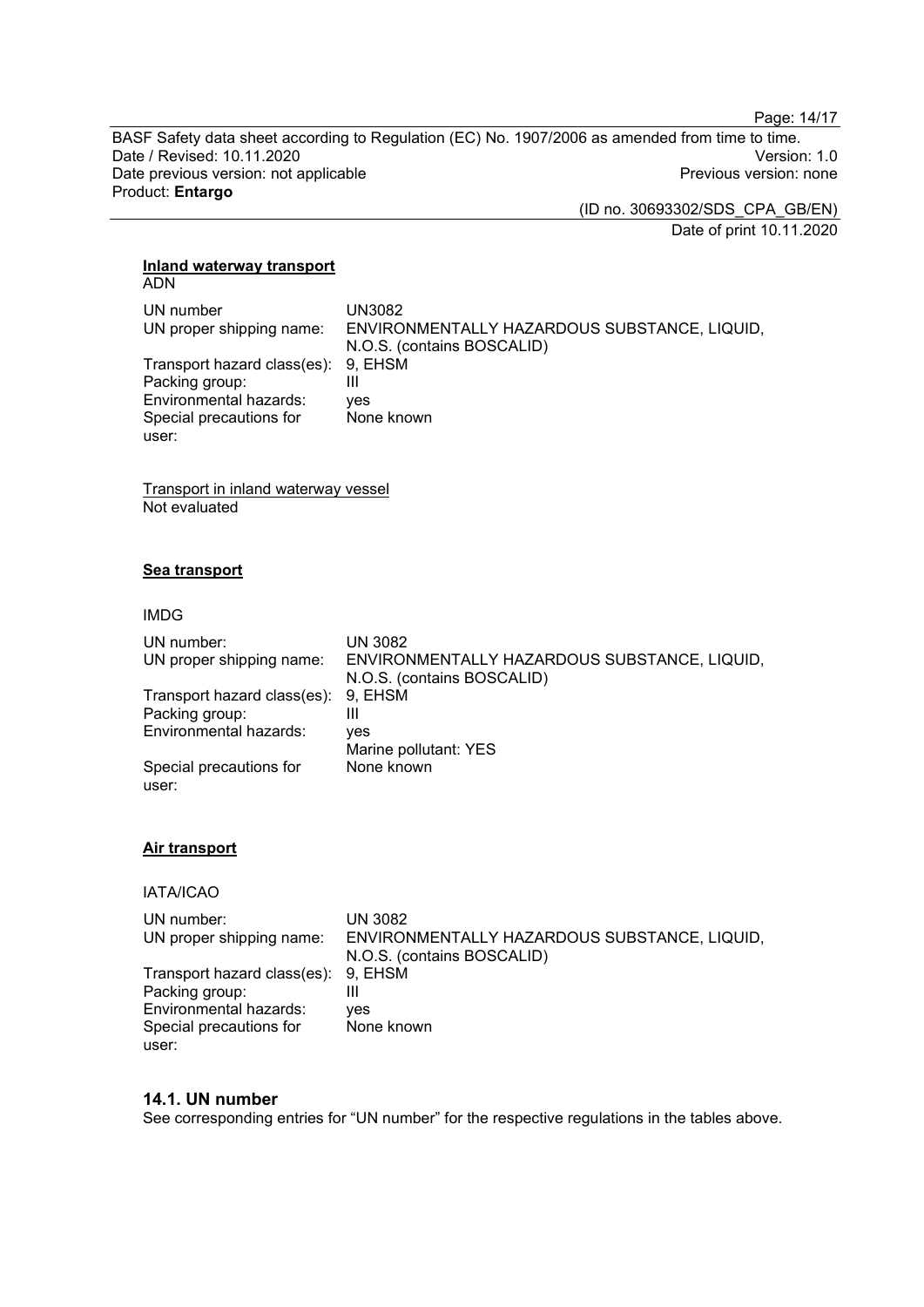**Inland waterway transport**

ADN

| | |
|---|---|
| UN number | UN3082 |
| UN proper shipping name: | ENVIRONMENTALLY HAZARDOUS SUBSTANCE, LIQUID, N.O.S. (contains BOSCALID) |
| Transport hazard class(es): | 9, EHSM |
| Packing group: | III |
| Environmental hazards: | yes |
| Special precautions for user: | None known |

Transport in inland waterway vessel

Not evaluated

**Sea transport**

IMDG

| | |
|---|---|
| UN number: | UN 3082 |
| UN proper shipping name: | ENVIRONMENTALLY HAZARDOUS SUBSTANCE, LIQUID, N.O.S. (contains BOSCALID) |
| Transport hazard class(es): | 9, EHSM |
| Packing group: | III |
| Environmental hazards: | yes<br>Marine pollutant: YES |
| Special precautions for user: | None known |

**Air transport**

IATA/ICAO

| | |
|---|---|
| UN number: | UN 3082 |
| UN proper shipping name: | ENVIRONMENTALLY HAZARDOUS SUBSTANCE, LIQUID, N.O.S. (contains BOSCALID) |
| Transport hazard class(es): | 9, EHSM |
| Packing group: | III |
| Environmental hazards: | yes |
| Special precautions for user: | None known |

## 14.1. UN number

See corresponding entries for "UN number" for the respective regulations in the tables above.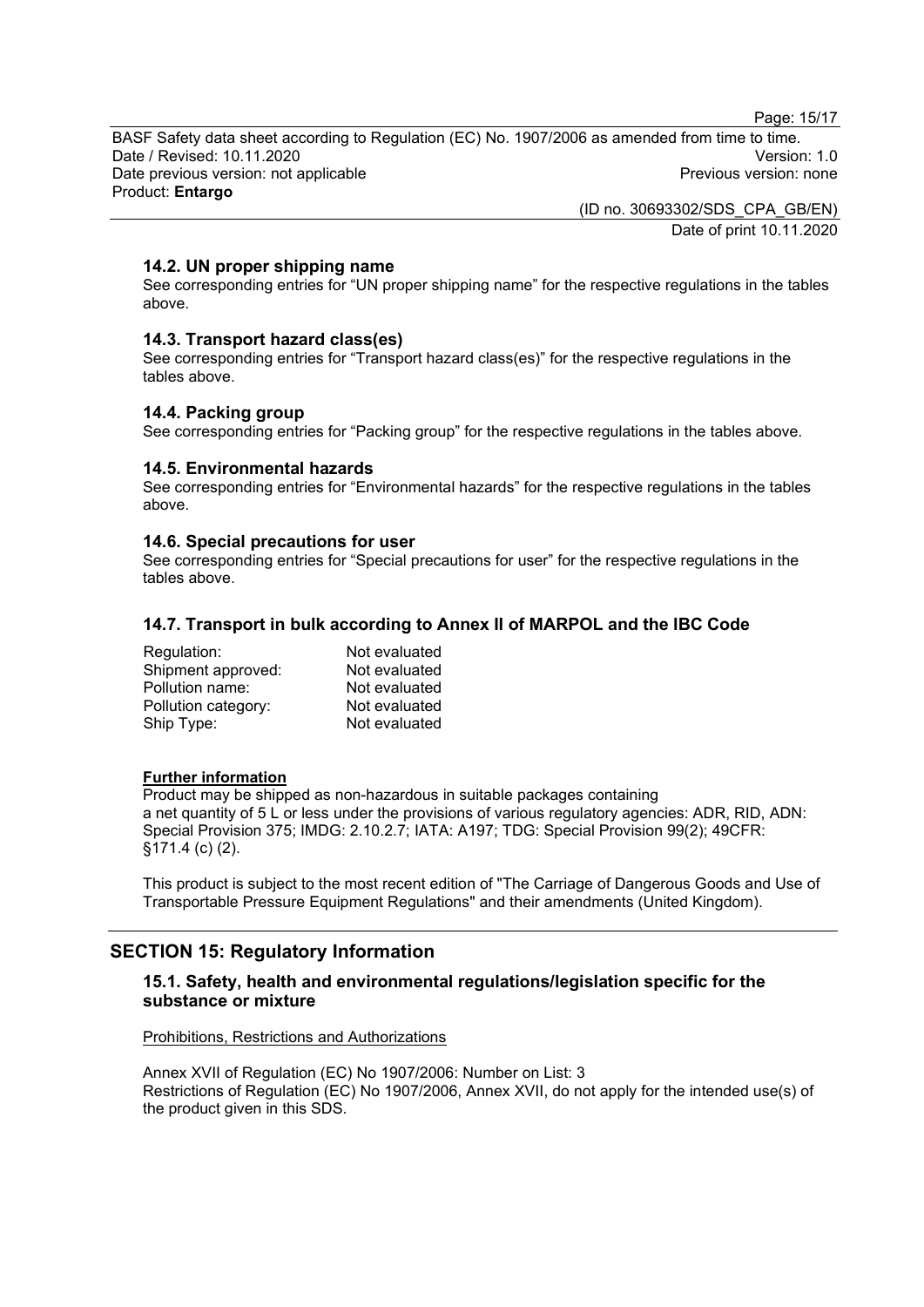### 14.2. UN proper shipping name

See corresponding entries for “UN proper shipping name” for the respective regulations in the tables above.

### 14.3. Transport hazard class(es)

See corresponding entries for “Transport hazard class(es)” for the respective regulations in the tables above.

### 14.4. Packing group

See corresponding entries for “Packing group” for the respective regulations in the tables above.

### 14.5. Environmental hazards

See corresponding entries for “Environmental hazards” for the respective regulations in the tables above.

### 14.6. Special precautions for user

See corresponding entries for “Special precautions for user” for the respective regulations in the tables above.

### 14.7. Transport in bulk according to Annex II of MARPOL and the IBC Code

| | |
|---|---|
| Regulation: | Not evaluated |
| Shipment approved: | Not evaluated |
| Pollution name: | Not evaluated |
| Pollution category: | Not evaluated |
| Ship Type: | Not evaluated |

**Further information**

Product may be shipped as non-hazardous in suitable packages containing a net quantity of 5 L or less under the provisions of various regulatory agencies: ADR, RID, ADN: Special Provision 375; IMDG: 2.10.2.7; IATA: A197; TDG: Special Provision 99(2); 49CFR: §171.4 (c) (2).

This product is subject to the most recent edition of "The Carriage of Dangerous Goods and Use of Transportable Pressure Equipment Regulations" and their amendments (United Kingdom).

## SECTION 15: Regulatory Information

### 15.1. Safety, health and environmental regulations/legislation specific for the substance or mixture

Prohibitions, Restrictions and Authorizations

Annex XVII of Regulation (EC) No 1907/2006: Number on List: 3
Restrictions of Regulation (EC) No 1907/2006, Annex XVII, do not apply for the intended use(s) of the product given in this SDS.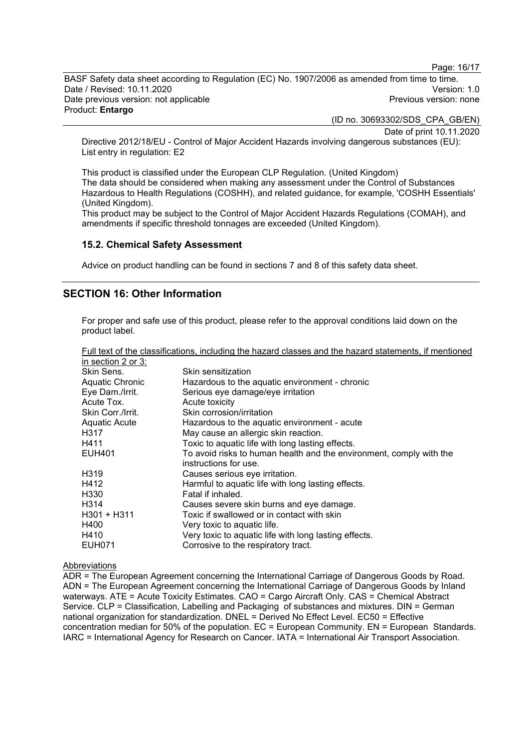Directive 2012/18/EU - Control of Major Accident Hazards involving dangerous substances (EU): List entry in regulation: E2

This product is classified under the European CLP Regulation. (United Kingdom)
The data should be considered when making any assessment under the Control of Substances Hazardous to Health Regulations (COSHH), and related guidance, for example, 'COSHH Essentials' (United Kingdom).
This product may be subject to the Control of Major Accident Hazards Regulations (COMAH), and amendments if specific threshold tonnages are exceeded (United Kingdom).

### 15.2. Chemical Safety Assessment

Advice on product handling can be found in sections 7 and 8 of this safety data sheet.

## SECTION 16: Other Information

For proper and safe use of this product, please refer to the approval conditions laid down on the product label.

Full text of the classifications, including the hazard classes and the hazard statements, if mentioned in section 2 or 3:

| | |
|---|---|
| Skin Sens. | Skin sensitization |
| Aquatic Chronic | Hazardous to the aquatic environment - chronic |
| Eye Dam./Irrit. | Serious eye damage/eye irritation |
| Acute Tox. | Acute toxicity |
| Skin Corr./Irrit. | Skin corrosion/irritation |
| Aquatic Acute | Hazardous to the aquatic environment - acute |
| H317 | May cause an allergic skin reaction. |
| H411 | Toxic to aquatic life with long lasting effects. |
| EUH401 | To avoid risks to human health and the environment, comply with the instructions for use. |
| H319 | Causes serious eye irritation. |
| H412 | Harmful to aquatic life with long lasting effects. |
| H330 | Fatal if inhaled. |
| H314 | Causes severe skin burns and eye damage. |
| H301 + H311 | Toxic if swallowed or in contact with skin |
| H400 | Very toxic to aquatic life. |
| H410 | Very toxic to aquatic life with long lasting effects. |
| EUH071 | Corrosive to the respiratory tract. |

Abbreviations

ADR = The European Agreement concerning the International Carriage of Dangerous Goods by Road. ADN = The European Agreement concerning the International Carriage of Dangerous Goods by Inland waterways. ATE = Acute Toxicity Estimates. CAO = Cargo Aircraft Only. CAS = Chemical Abstract Service. CLP = Classification, Labelling and Packaging of substances and mixtures. DIN = German national organization for standardization. DNEL = Derived No Effect Level. EC50 = Effective concentration median for 50% of the population. EC = European Community. EN = European Standards. IARC = International Agency for Research on Cancer. IATA = International Air Transport Association.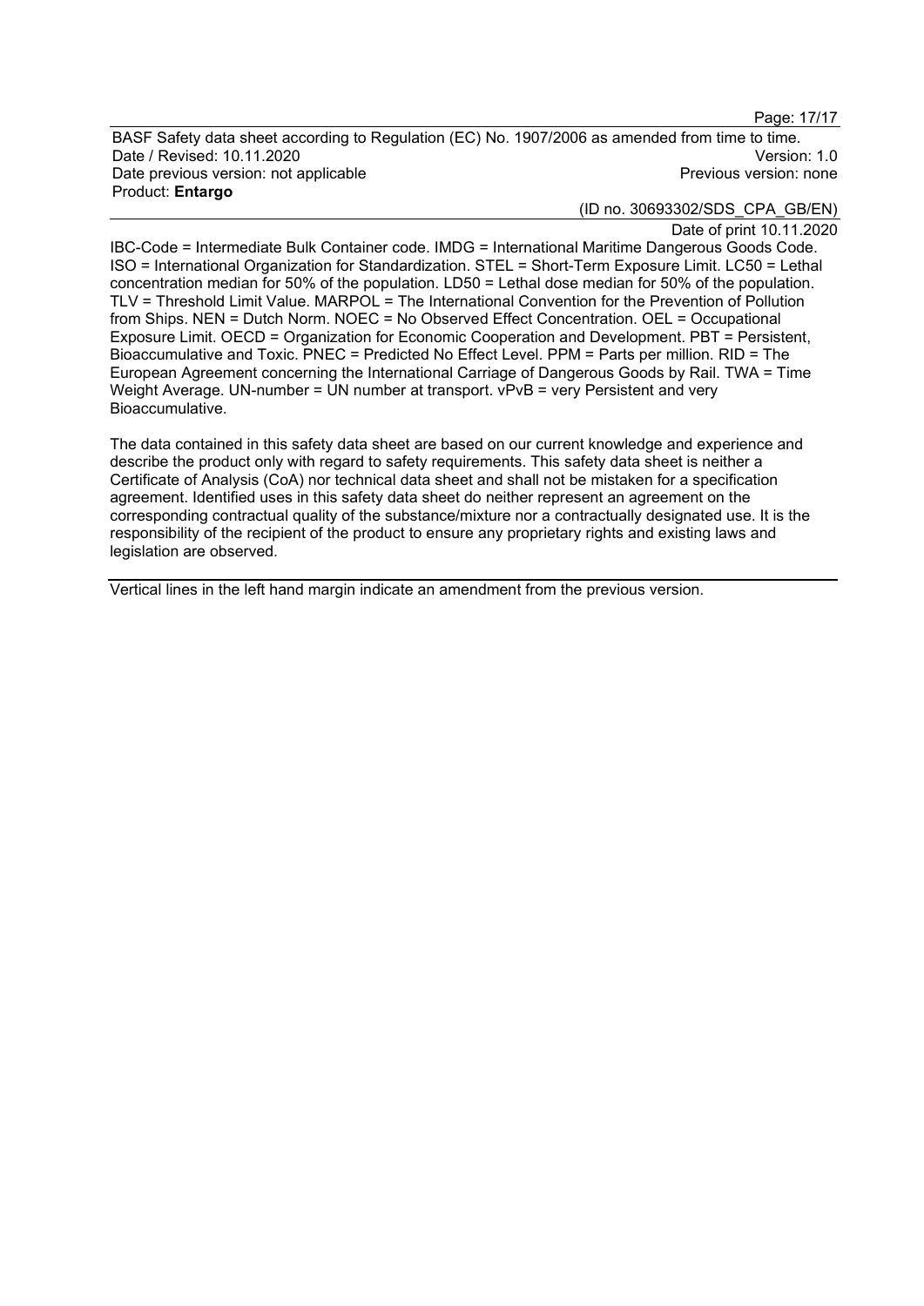IBC-Code = Intermediate Bulk Container code. IMDG = International Maritime Dangerous Goods Code. ISO = International Organization for Standardization. STEL = Short-Term Exposure Limit. LC50 = Lethal concentration median for 50% of the population. LD50 = Lethal dose median for 50% of the population. TLV = Threshold Limit Value. MARPOL = The International Convention for the Prevention of Pollution from Ships. NEN = Dutch Norm. NOEC = No Observed Effect Concentration. OEL = Occupational Exposure Limit. OECD = Organization for Economic Cooperation and Development. PBT = Persistent, Bioaccumulative and Toxic. PNEC = Predicted No Effect Level. PPM = Parts per million. RID = The European Agreement concerning the International Carriage of Dangerous Goods by Rail. TWA = Time Weight Average. UN-number = UN number at transport. vPvB = very Persistent and very Bioaccumulative.

The data contained in this safety data sheet are based on our current knowledge and experience and describe the product only with regard to safety requirements. This safety data sheet is neither a Certificate of Analysis (CoA) nor technical data sheet and shall not be mistaken for a specification agreement. Identified uses in this safety data sheet do neither represent an agreement on the corresponding contractual quality of the substance/mixture nor a contractually designated use. It is the responsibility of the recipient of the product to ensure any proprietary rights and existing laws and legislation are observed.

---

Vertical lines in the left hand margin indicate an amendment from the previous version.